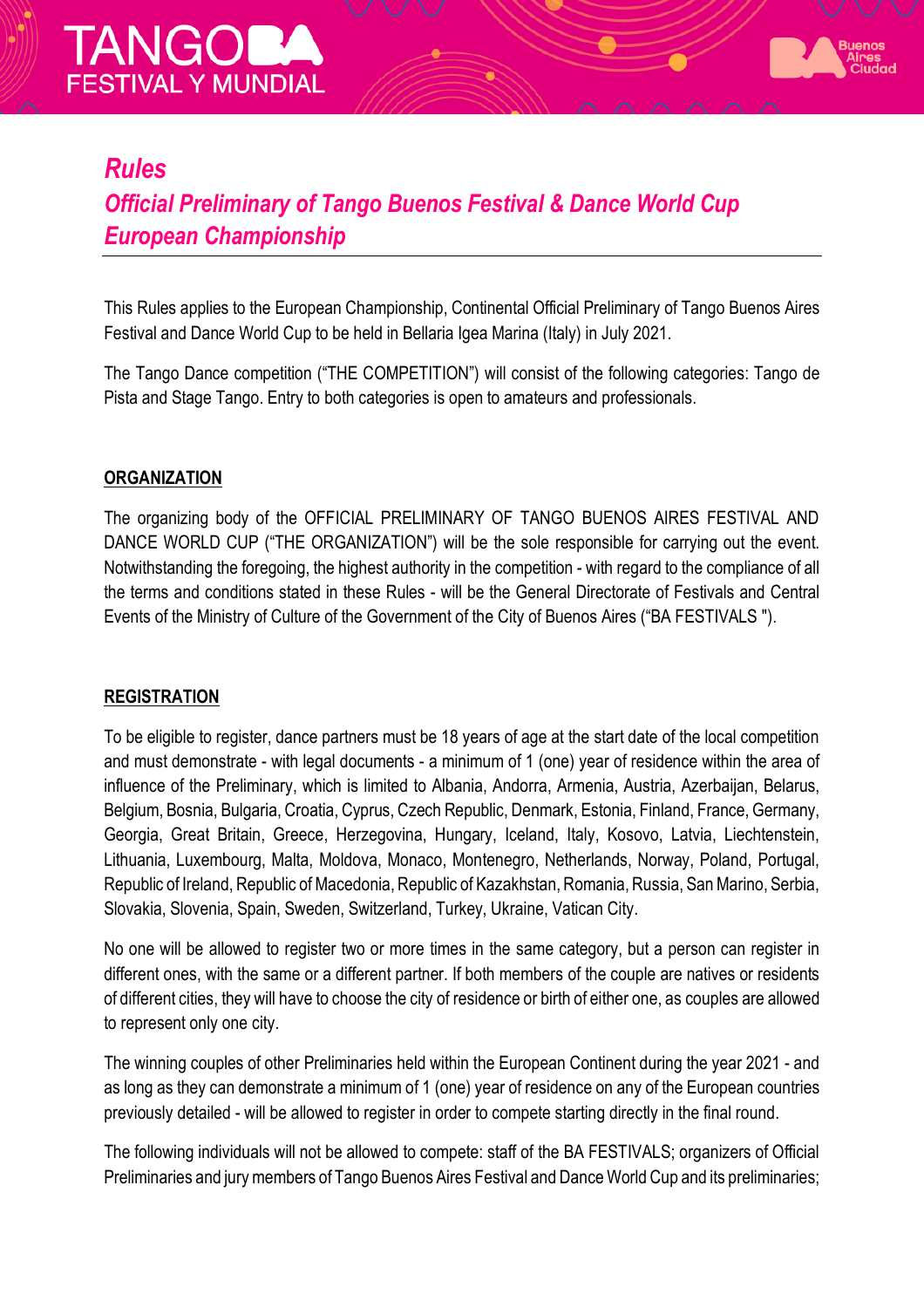# *Rules*

## *Official Preliminary of Tango Buenos Festival & Dance World Cup European Championship*

This Rules applies to the European Championship, Continental Official Preliminary of Tango Buenos Aires Festival and Dance World Cup to be held in Bellaria Igea Marina (Italy) in July 2021.

The Tango Dance competition ("THE COMPETITION") will consist of the following categories: Tango de Pista and Stage Tango. Entry to both categories is open to amateurs and professionals.

**ORGANIZATION**

The organizing body of the OFFICIAL PRELIMINARY OF TANGO BUENOS AIRES FESTIVAL AND DANCE WORLD CUP ("THE ORGANIZATION") will be the sole responsible for carrying out the event. Notwithstanding the foregoing, the highest authority in the competition - with regard to the compliance of all the terms and conditions stated in these Rules - will be the General Directorate of Festivals and Central Events of the Ministry of Culture of the Government of the City of Buenos Aires ("BA FESTIVALS ").

**REGISTRATION**

To be eligible to register, dance partners must be 18 years of age at the start date of the local competition and must demonstrate - with legal documents - a minimum of 1 (one) year of residence within the area of influence of the Preliminary, which is limited to Albania, Andorra, Armenia, Austria, Azerbaijan, Belarus, Belgium, Bosnia, Bulgaria, Croatia, Cyprus, Czech Republic, Denmark, Estonia, Finland, France, Germany, Georgia, Great Britain, Greece, Herzegovina, Hungary, Iceland, Italy, Kosovo, Latvia, Liechtenstein, Lithuania, Luxembourg, Malta, Moldova, Monaco, Montenegro, Netherlands, Norway, Poland, Portugal, Republic of Ireland, Republic of Macedonia, Republic of Kazakhstan, Romania, Russia, San Marino, Serbia, Slovakia, Slovenia, Spain, Sweden, Switzerland, Turkey, Ukraine, Vatican City.

No one will be allowed to register two or more times in the same category, but a person can register in different ones, with the same or a different partner. If both members of the couple are natives or residents of different cities, they will have to choose the city of residence or birth of either one, as couples are allowed to represent only one city.

The winning couples of other Preliminaries held within the European Continent during the year 2021 - and as long as they can demonstrate a minimum of 1 (one) year of residence on any of the European countries previously detailed - will be allowed to register in order to compete starting directly in the final round.

The following individuals will not be allowed to compete: staff of the BA FESTIVALS; organizers of Official Preliminaries and jury members of Tango Buenos Aires Festival and Dance World Cup and its preliminaries;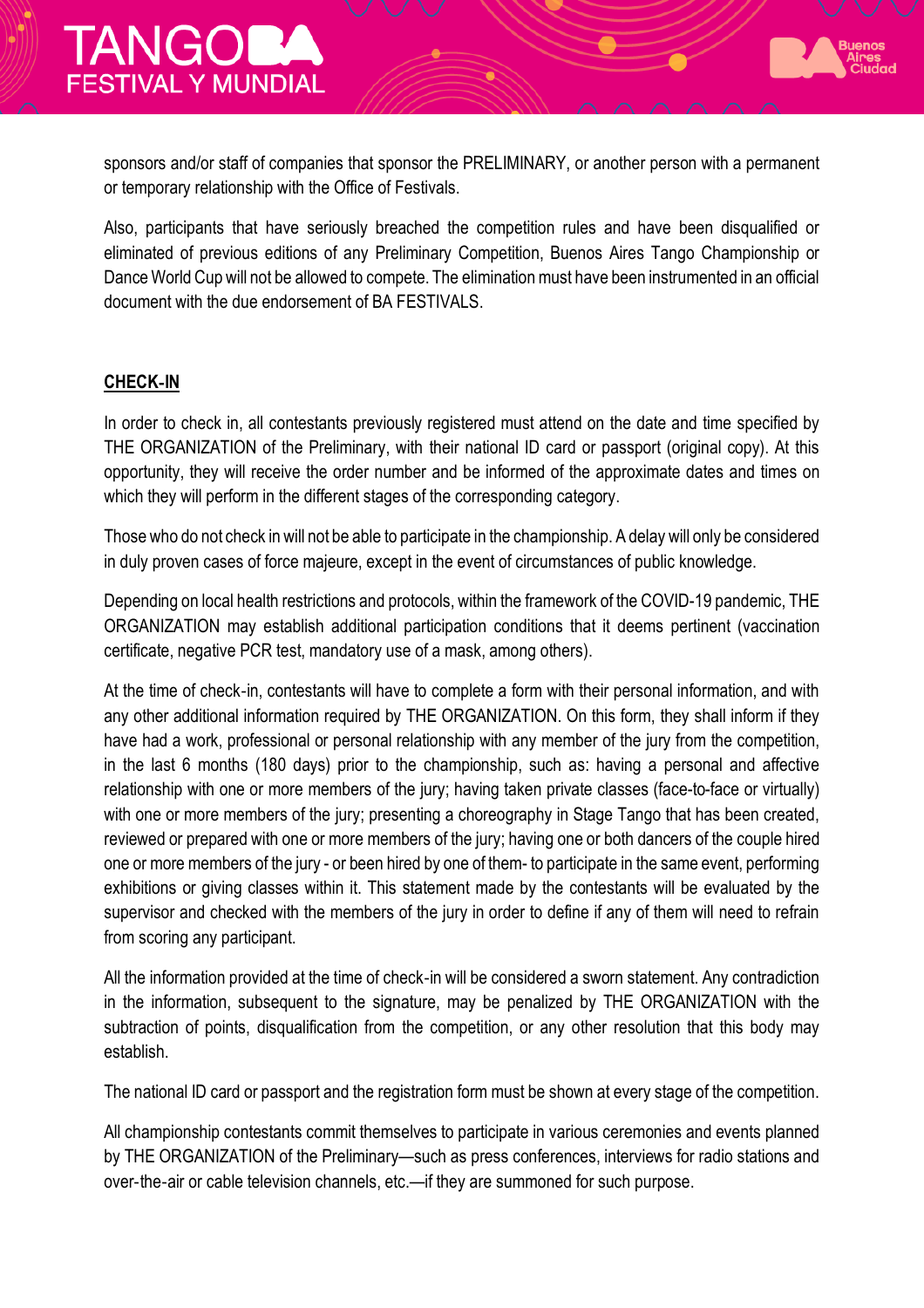sponsors and/or staff of companies that sponsor the PRELIMINARY, or another person with a permanent or temporary relationship with the Office of Festivals.

Also, participants that have seriously breached the competition rules and have been disqualified or eliminated of previous editions of any Preliminary Competition, Buenos Aires Tango Championship or Dance World Cup will not be allowed to compete. The elimination must have been instrumented in an official document with the due endorsement of BA FESTIVALS.

## CHECK-IN

In order to check in, all contestants previously registered must attend on the date and time specified by THE ORGANIZATION of the Preliminary, with their national ID card or passport (original copy). At this opportunity, they will receive the order number and be informed of the approximate dates and times on which they will perform in the different stages of the corresponding category.

Those who do not check in will not be able to participate in the championship. A delay will only be considered in duly proven cases of force majeure, except in the event of circumstances of public knowledge.

Depending on local health restrictions and protocols, within the framework of the COVID-19 pandemic, THE ORGANIZATION may establish additional participation conditions that it deems pertinent (vaccination certificate, negative PCR test, mandatory use of a mask, among others).

At the time of check-in, contestants will have to complete a form with their personal information, and with any other additional information required by THE ORGANIZATION. On this form, they shall inform if they have had a work, professional or personal relationship with any member of the jury from the competition, in the last 6 months (180 days) prior to the championship, such as: having a personal and affective relationship with one or more members of the jury; having taken private classes (face-to-face or virtually) with one or more members of the jury; presenting a choreography in Stage Tango that has been created, reviewed or prepared with one or more members of the jury; having one or both dancers of the couple hired one or more members of the jury - or been hired by one of them- to participate in the same event, performing exhibitions or giving classes within it. This statement made by the contestants will be evaluated by the supervisor and checked with the members of the jury in order to define if any of them will need to refrain from scoring any participant.

All the information provided at the time of check-in will be considered a sworn statement. Any contradiction in the information, subsequent to the signature, may be penalized by THE ORGANIZATION with the subtraction of points, disqualification from the competition, or any other resolution that this body may establish.

The national ID card or passport and the registration form must be shown at every stage of the competition.

All championship contestants commit themselves to participate in various ceremonies and events planned by THE ORGANIZATION of the Preliminary—such as press conferences, interviews for radio stations and over-the-air or cable television channels, etc.—if they are summoned for such purpose.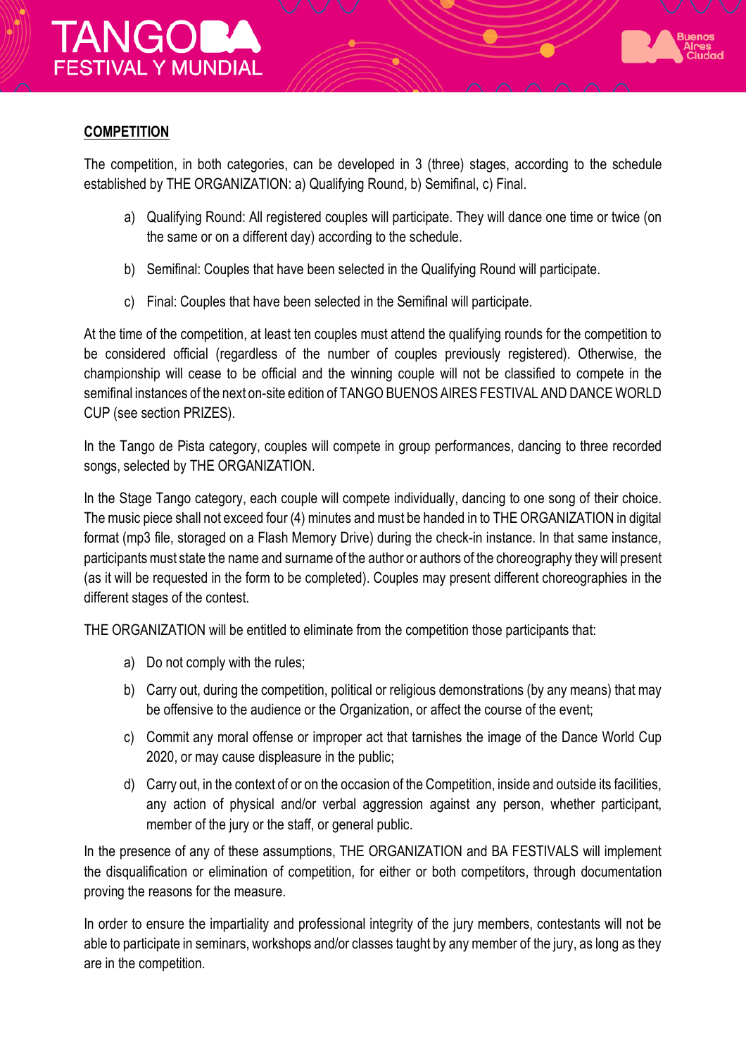**COMPETITION**

The competition, in both categories, can be developed in 3 (three) stages, according to the schedule established by THE ORGANIZATION: a) Qualifying Round, b) Semifinal, c) Final.

a) Qualifying Round: All registered couples will participate. They will dance one time or twice (on the same or on a different day) according to the schedule.

b) Semifinal: Couples that have been selected in the Qualifying Round will participate.

c) Final: Couples that have been selected in the Semifinal will participate.

At the time of the competition, at least ten couples must attend the qualifying rounds for the competition to be considered official (regardless of the number of couples previously registered). Otherwise, the championship will cease to be official and the winning couple will not be classified to compete in the semifinal instances of the next on-site edition of TANGO BUENOS AIRES FESTIVAL AND DANCE WORLD CUP (see section PRIZES).

In the Tango de Pista category, couples will compete in group performances, dancing to three recorded songs, selected by THE ORGANIZATION.

In the Stage Tango category, each couple will compete individually, dancing to one song of their choice. The music piece shall not exceed four (4) minutes and must be handed in to THE ORGANIZATION in digital format (mp3 file, storaged on a Flash Memory Drive) during the check-in instance. In that same instance, participants must state the name and surname of the author or authors of the choreography they will present (as it will be requested in the form to be completed). Couples may present different choreographies in the different stages of the contest.

THE ORGANIZATION will be entitled to eliminate from the competition those participants that:

a) Do not comply with the rules;

b) Carry out, during the competition, political or religious demonstrations (by any means) that may be offensive to the audience or the Organization, or affect the course of the event;

c) Commit any moral offense or improper act that tarnishes the image of the Dance World Cup 2020, or may cause displeasure in the public;

d) Carry out, in the context of or on the occasion of the Competition, inside and outside its facilities, any action of physical and/or verbal aggression against any person, whether participant, member of the jury or the staff, or general public.

In the presence of any of these assumptions, THE ORGANIZATION and BA FESTIVALS will implement the disqualification or elimination of competition, for either or both competitors, through documentation proving the reasons for the measure.

In order to ensure the impartiality and professional integrity of the jury members, contestants will not be able to participate in seminars, workshops and/or classes taught by any member of the jury, as long as they are in the competition.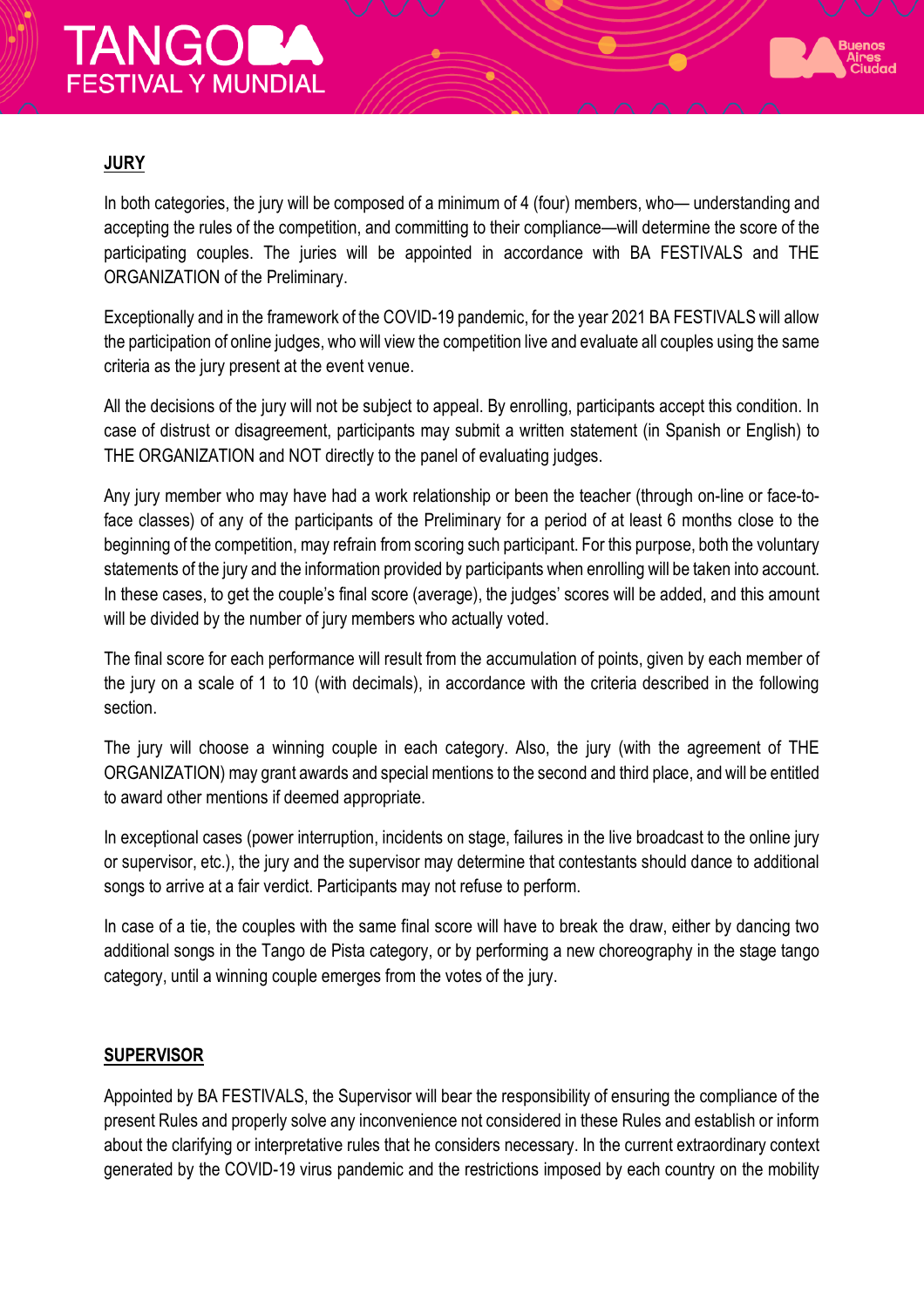**JURY**

In both categories, the jury will be composed of a minimum of 4 (four) members, who— understanding and accepting the rules of the competition, and committing to their compliance—will determine the score of the participating couples. The juries will be appointed in accordance with BA FESTIVALS and THE ORGANIZATION of the Preliminary.

Exceptionally and in the framework of the COVID-19 pandemic, for the year 2021 BA FESTIVALS will allow the participation of online judges, who will view the competition live and evaluate all couples using the same criteria as the jury present at the event venue.

All the decisions of the jury will not be subject to appeal. By enrolling, participants accept this condition. In case of distrust or disagreement, participants may submit a written statement (in Spanish or English) to THE ORGANIZATION and NOT directly to the panel of evaluating judges.

Any jury member who may have had a work relationship or been the teacher (through on-line or face-to-face classes) of any of the participants of the Preliminary for a period of at least 6 months close to the beginning of the competition, may refrain from scoring such participant. For this purpose, both the voluntary statements of the jury and the information provided by participants when enrolling will be taken into account. In these cases, to get the couple's final score (average), the judges' scores will be added, and this amount will be divided by the number of jury members who actually voted.

The final score for each performance will result from the accumulation of points, given by each member of the jury on a scale of 1 to 10 (with decimals), in accordance with the criteria described in the following section.

The jury will choose a winning couple in each category. Also, the jury (with the agreement of THE ORGANIZATION) may grant awards and special mentions to the second and third place, and will be entitled to award other mentions if deemed appropriate.

In exceptional cases (power interruption, incidents on stage, failures in the live broadcast to the online jury or supervisor, etc.), the jury and the supervisor may determine that contestants should dance to additional songs to arrive at a fair verdict. Participants may not refuse to perform.

In case of a tie, the couples with the same final score will have to break the draw, either by dancing two additional songs in the Tango de Pista category, or by performing a new choreography in the stage tango category, until a winning couple emerges from the votes of the jury.

**SUPERVISOR**

Appointed by BA FESTIVALS, the Supervisor will bear the responsibility of ensuring the compliance of the present Rules and properly solve any inconvenience not considered in these Rules and establish or inform about the clarifying or interpretative rules that he considers necessary. In the current extraordinary context generated by the COVID-19 virus pandemic and the restrictions imposed by each country on the mobility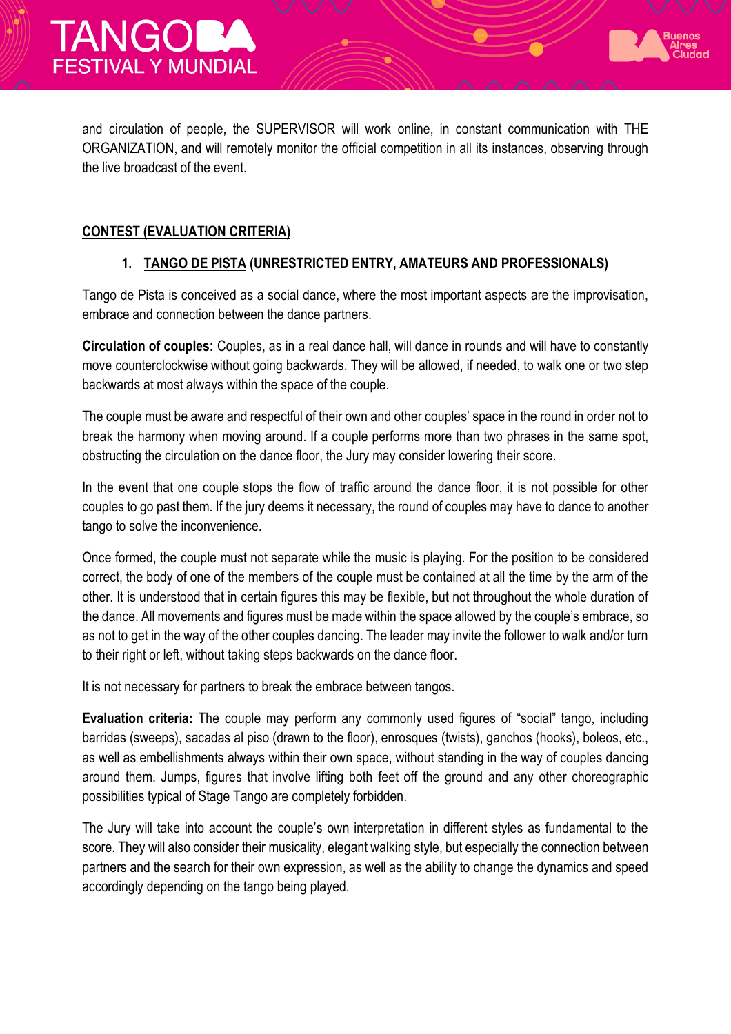and circulation of people, the SUPERVISOR will work online, in constant communication with THE ORGANIZATION, and will remotely monitor the official competition in all its instances, observing through the live broadcast of the event.

## CONTEST (EVALUATION CRITERIA)

### 1. TANGO DE PISTA (UNRESTRICTED ENTRY, AMATEURS AND PROFESSIONALS)

Tango de Pista is conceived as a social dance, where the most important aspects are the improvisation, embrace and connection between the dance partners.

**Circulation of couples:** Couples, as in a real dance hall, will dance in rounds and will have to constantly move counterclockwise without going backwards. They will be allowed, if needed, to walk one or two step backwards at most always within the space of the couple.

The couple must be aware and respectful of their own and other couples' space in the round in order not to break the harmony when moving around. If a couple performs more than two phrases in the same spot, obstructing the circulation on the dance floor, the Jury may consider lowering their score.

In the event that one couple stops the flow of traffic around the dance floor, it is not possible for other couples to go past them. If the jury deems it necessary, the round of couples may have to dance to another tango to solve the inconvenience.

Once formed, the couple must not separate while the music is playing. For the position to be considered correct, the body of one of the members of the couple must be contained at all the time by the arm of the other. It is understood that in certain figures this may be flexible, but not throughout the whole duration of the dance. All movements and figures must be made within the space allowed by the couple's embrace, so as not to get in the way of the other couples dancing. The leader may invite the follower to walk and/or turn to their right or left, without taking steps backwards on the dance floor.

It is not necessary for partners to break the embrace between tangos.

**Evaluation criteria:** The couple may perform any commonly used figures of "social" tango, including barridas (sweeps), sacadas al piso (drawn to the floor), enrosques (twists), ganchos (hooks), boleos, etc., as well as embellishments always within their own space, without standing in the way of couples dancing around them. Jumps, figures that involve lifting both feet off the ground and any other choreographic possibilities typical of Stage Tango are completely forbidden.

The Jury will take into account the couple's own interpretation in different styles as fundamental to the score. They will also consider their musicality, elegant walking style, but especially the connection between partners and the search for their own expression, as well as the ability to change the dynamics and speed accordingly depending on the tango being played.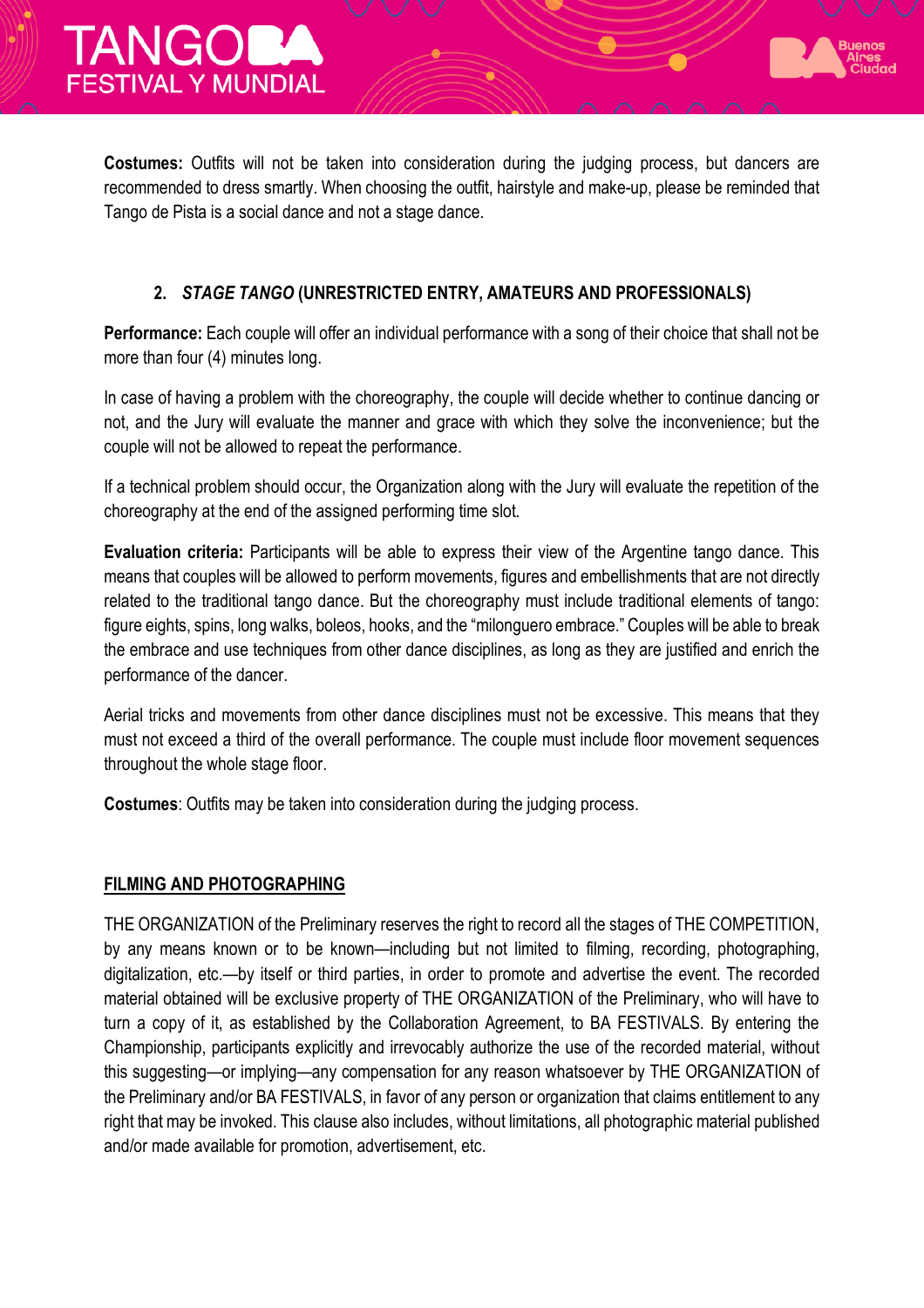**Costumes:** Outfits will not be taken into consideration during the judging process, but dancers are recommended to dress smartly. When choosing the outfit, hairstyle and make-up, please be reminded that Tango de Pista is a social dance and not a stage dance.

### 2. *STAGE TANGO* (UNRESTRICTED ENTRY, AMATEURS AND PROFESSIONALS)

**Performance:** Each couple will offer an individual performance with a song of their choice that shall not be more than four (4) minutes long.

In case of having a problem with the choreography, the couple will decide whether to continue dancing or not, and the Jury will evaluate the manner and grace with which they solve the inconvenience; but the couple will not be allowed to repeat the performance.

If a technical problem should occur, the Organization along with the Jury will evaluate the repetition of the choreography at the end of the assigned performing time slot.

**Evaluation criteria:** Participants will be able to express their view of the Argentine tango dance. This means that couples will be allowed to perform movements, figures and embellishments that are not directly related to the traditional tango dance. But the choreography must include traditional elements of tango: figure eights, spins, long walks, boleos, hooks, and the "milonguero embrace." Couples will be able to break the embrace and use techniques from other dance disciplines, as long as they are justified and enrich the performance of the dancer.

Aerial tricks and movements from other dance disciplines must not be excessive. This means that they must not exceed a third of the overall performance. The couple must include floor movement sequences throughout the whole stage floor.

**Costumes**: Outfits may be taken into consideration during the judging process.

## FILMING AND PHOTOGRAPHING

THE ORGANIZATION of the Preliminary reserves the right to record all the stages of THE COMPETITION, by any means known or to be known—including but not limited to filming, recording, photographing, digitalization, etc.—by itself or third parties, in order to promote and advertise the event. The recorded material obtained will be exclusive property of THE ORGANIZATION of the Preliminary, who will have to turn a copy of it, as established by the Collaboration Agreement, to BA FESTIVALS. By entering the Championship, participants explicitly and irrevocably authorize the use of the recorded material, without this suggesting—or implying—any compensation for any reason whatsoever by THE ORGANIZATION of the Preliminary and/or BA FESTIVALS, in favor of any person or organization that claims entitlement to any right that may be invoked. This clause also includes, without limitations, all photographic material published and/or made available for promotion, advertisement, etc.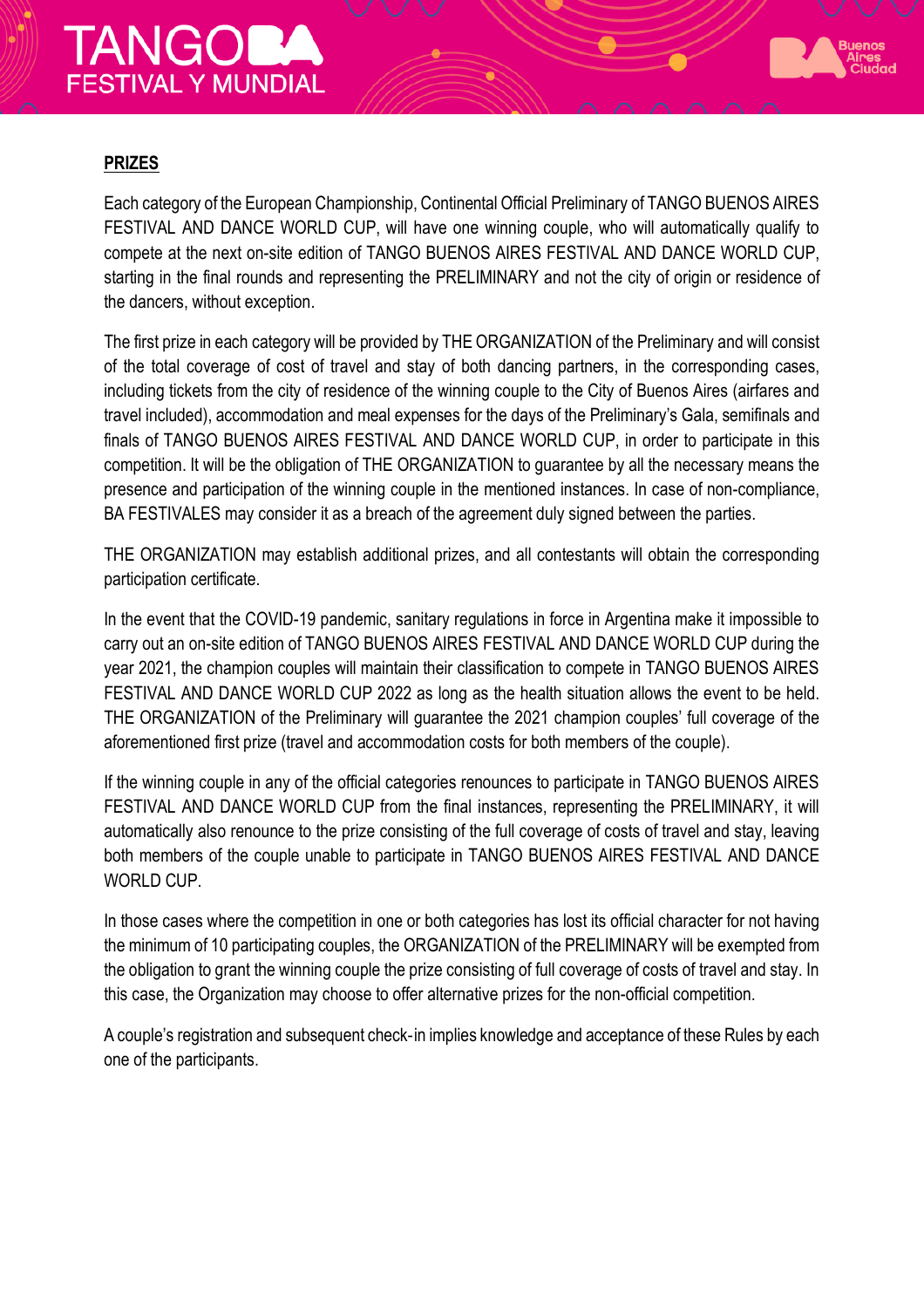## PRIZES

Each category of the European Championship, Continental Official Preliminary of TANGO BUENOS AIRES FESTIVAL AND DANCE WORLD CUP, will have one winning couple, who will automatically qualify to compete at the next on-site edition of TANGO BUENOS AIRES FESTIVAL AND DANCE WORLD CUP, starting in the final rounds and representing the PRELIMINARY and not the city of origin or residence of the dancers, without exception.

The first prize in each category will be provided by THE ORGANIZATION of the Preliminary and will consist of the total coverage of cost of travel and stay of both dancing partners, in the corresponding cases, including tickets from the city of residence of the winning couple to the City of Buenos Aires (airfares and travel included), accommodation and meal expenses for the days of the Preliminary's Gala, semifinals and finals of TANGO BUENOS AIRES FESTIVAL AND DANCE WORLD CUP, in order to participate in this competition. It will be the obligation of THE ORGANIZATION to guarantee by all the necessary means the presence and participation of the winning couple in the mentioned instances. In case of non-compliance, BA FESTIVALES may consider it as a breach of the agreement duly signed between the parties.

THE ORGANIZATION may establish additional prizes, and all contestants will obtain the corresponding participation certificate.

In the event that the COVID-19 pandemic, sanitary regulations in force in Argentina make it impossible to carry out an on-site edition of TANGO BUENOS AIRES FESTIVAL AND DANCE WORLD CUP during the year 2021, the champion couples will maintain their classification to compete in TANGO BUENOS AIRES FESTIVAL AND DANCE WORLD CUP 2022 as long as the health situation allows the event to be held. THE ORGANIZATION of the Preliminary will guarantee the 2021 champion couples' full coverage of the aforementioned first prize (travel and accommodation costs for both members of the couple).

If the winning couple in any of the official categories renounces to participate in TANGO BUENOS AIRES FESTIVAL AND DANCE WORLD CUP from the final instances, representing the PRELIMINARY, it will automatically also renounce to the prize consisting of the full coverage of costs of travel and stay, leaving both members of the couple unable to participate in TANGO BUENOS AIRES FESTIVAL AND DANCE WORLD CUP.

In those cases where the competition in one or both categories has lost its official character for not having the minimum of 10 participating couples, the ORGANIZATION of the PRELIMINARY will be exempted from the obligation to grant the winning couple the prize consisting of full coverage of costs of travel and stay. In this case, the Organization may choose to offer alternative prizes for the non-official competition.

A couple's registration and subsequent check-in implies knowledge and acceptance of these Rules by each one of the participants.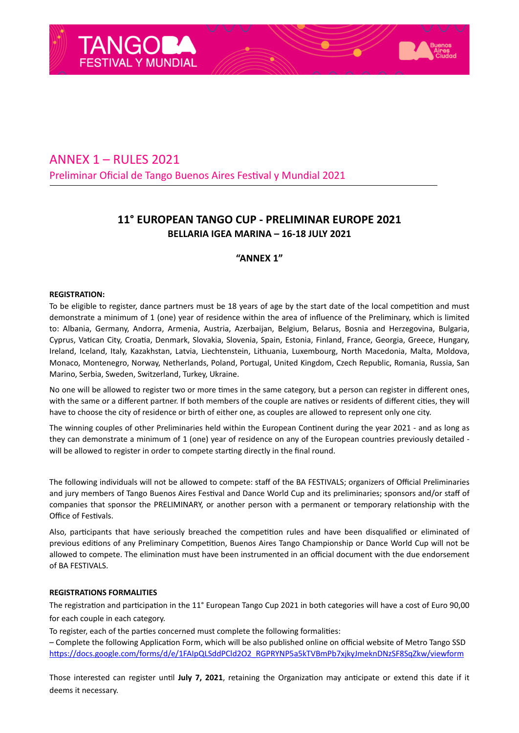# ANNEX 1 – RULES 2021

Preliminar Oficial de Tango Buenos Aires Festival y Mundial 2021

## 11° EUROPEAN TANGO CUP - PRELIMINAR EUROPE 2021

### BELLARIA IGEA MARINA – 16-18 JULY 2021

**"ANNEX 1"**

**REGISTRATION:**

To be eligible to register, dance partners must be 18 years of age by the start date of the local competition and must demonstrate a minimum of 1 (one) year of residence within the area of influence of the Preliminary, which is limited to: Albania, Germany, Andorra, Armenia, Austria, Azerbaijan, Belgium, Belarus, Bosnia and Herzegovina, Bulgaria, Cyprus, Vatican City, Croatia, Denmark, Slovakia, Slovenia, Spain, Estonia, Finland, France, Georgia, Greece, Hungary, Ireland, Iceland, Italy, Kazakhstan, Latvia, Liechtenstein, Lithuania, Luxembourg, North Macedonia, Malta, Moldova, Monaco, Montenegro, Norway, Netherlands, Poland, Portugal, United Kingdom, Czech Republic, Romania, Russia, San Marino, Serbia, Sweden, Switzerland, Turkey, Ukraine.

No one will be allowed to register two or more times in the same category, but a person can register in different ones, with the same or a different partner. If both members of the couple are natives or residents of different cities, they will have to choose the city of residence or birth of either one, as couples are allowed to represent only one city.

The winning couples of other Preliminaries held within the European Continent during the year 2021 - and as long as they can demonstrate a minimum of 1 (one) year of residence on any of the European countries previously detailed - will be allowed to register in order to compete starting directly in the final round.

The following individuals will not be allowed to compete: staff of the BA FESTIVALS; organizers of Official Preliminaries and jury members of Tango Buenos Aires Festival and Dance World Cup and its preliminaries; sponsors and/or staff of companies that sponsor the PRELIMINARY, or another person with a permanent or temporary relationship with the Office of Festivals.

Also, participants that have seriously breached the competition rules and have been disqualified or eliminated of previous editions of any Preliminary Competition, Buenos Aires Tango Championship or Dance World Cup will not be allowed to compete. The elimination must have been instrumented in an official document with the due endorsement of BA FESTIVALS.

**REGISTRATIONS FORMALITIES**

The registration and participation in the 11° European Tango Cup 2021 in both categories will have a cost of Euro 90,00 for each couple in each category.

To register, each of the parties concerned must complete the following formalities:

– Complete the following Application Form, which will be also published online on official website of Metro Tango SSD https://docs.google.com/forms/d/e/1FAIpQLSddPCld2O2_RGPRYNP5a5kTVBmPb7xjkyJmeknDNzSF8SqZkw/viewform

Those interested can register until **July 7, 2021**, retaining the Organization may anticipate or extend this date if it deems it necessary.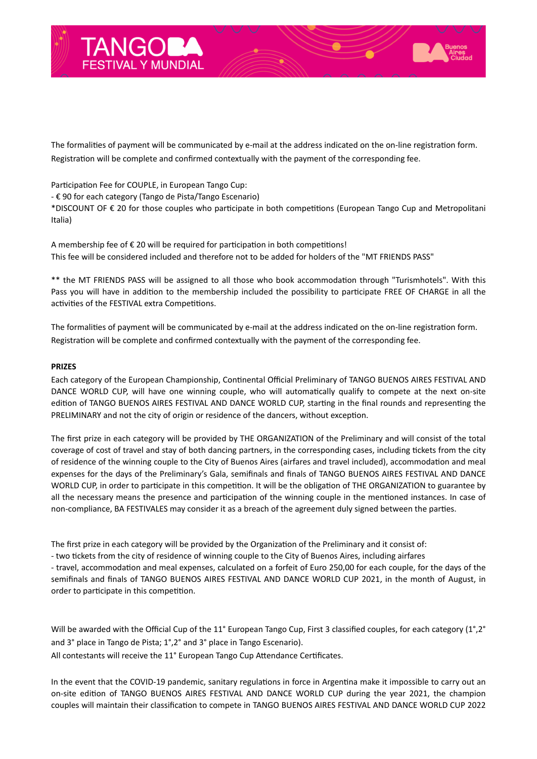The formalities of payment will be communicated by e-mail at the address indicated on the on-line registration form. Registration will be complete and confirmed contextually with the payment of the corresponding fee.

Participation Fee for COUPLE, in European Tango Cup:
- € 90 for each category (Tango de Pista/Tango Escenario)
*DISCOUNT OF € 20 for those couples who participate in both competitions (European Tango Cup and Metropolitani Italia)

A membership fee of € 20 will be required for participation in both competitions!
This fee will be considered included and therefore not to be added for holders of the "MT FRIENDS PASS"

** the MT FRIENDS PASS will be assigned to all those who book accommodation through "Turismhotels". With this Pass you will have in addition to the membership included the possibility to participate FREE OF CHARGE in all the activities of the FESTIVAL extra Competitions.

The formalities of payment will be communicated by e-mail at the address indicated on the on-line registration form. Registration will be complete and confirmed contextually with the payment of the corresponding fee.

**PRIZES**

Each category of the European Championship, Continental Official Preliminary of TANGO BUENOS AIRES FESTIVAL AND DANCE WORLD CUP, will have one winning couple, who will automatically qualify to compete at the next on-site edition of TANGO BUENOS AIRES FESTIVAL AND DANCE WORLD CUP, starting in the final rounds and representing the PRELIMINARY and not the city of origin or residence of the dancers, without exception.

The first prize in each category will be provided by THE ORGANIZATION of the Preliminary and will consist of the total coverage of cost of travel and stay of both dancing partners, in the corresponding cases, including tickets from the city of residence of the winning couple to the City of Buenos Aires (airfares and travel included), accommodation and meal expenses for the days of the Preliminary's Gala, semifinals and finals of TANGO BUENOS AIRES FESTIVAL AND DANCE WORLD CUP, in order to participate in this competition. It will be the obligation of THE ORGANIZATION to guarantee by all the necessary means the presence and participation of the winning couple in the mentioned instances. In case of non-compliance, BA FESTIVALES may consider it as a breach of the agreement duly signed between the parties.

The first prize in each category will be provided by the Organization of the Preliminary and it consist of:
- two tickets from the city of residence of winning couple to the City of Buenos Aires, including airfares
- travel, accommodation and meal expenses, calculated on a forfeit of Euro 250,00 for each couple, for the days of the semifinals and finals of TANGO BUENOS AIRES FESTIVAL AND DANCE WORLD CUP 2021, in the month of August, in order to participate in this competition.

Will be awarded with the Official Cup of the 11° European Tango Cup, First 3 classified couples, for each category (1°,2° and 3° place in Tango de Pista; 1°,2° and 3° place in Tango Escenario).
All contestants will receive the 11° European Tango Cup Attendance Certificates.

In the event that the COVID-19 pandemic, sanitary regulations in force in Argentina make it impossible to carry out an on-site edition of TANGO BUENOS AIRES FESTIVAL AND DANCE WORLD CUP during the year 2021, the champion couples will maintain their classification to compete in TANGO BUENOS AIRES FESTIVAL AND DANCE WORLD CUP 2022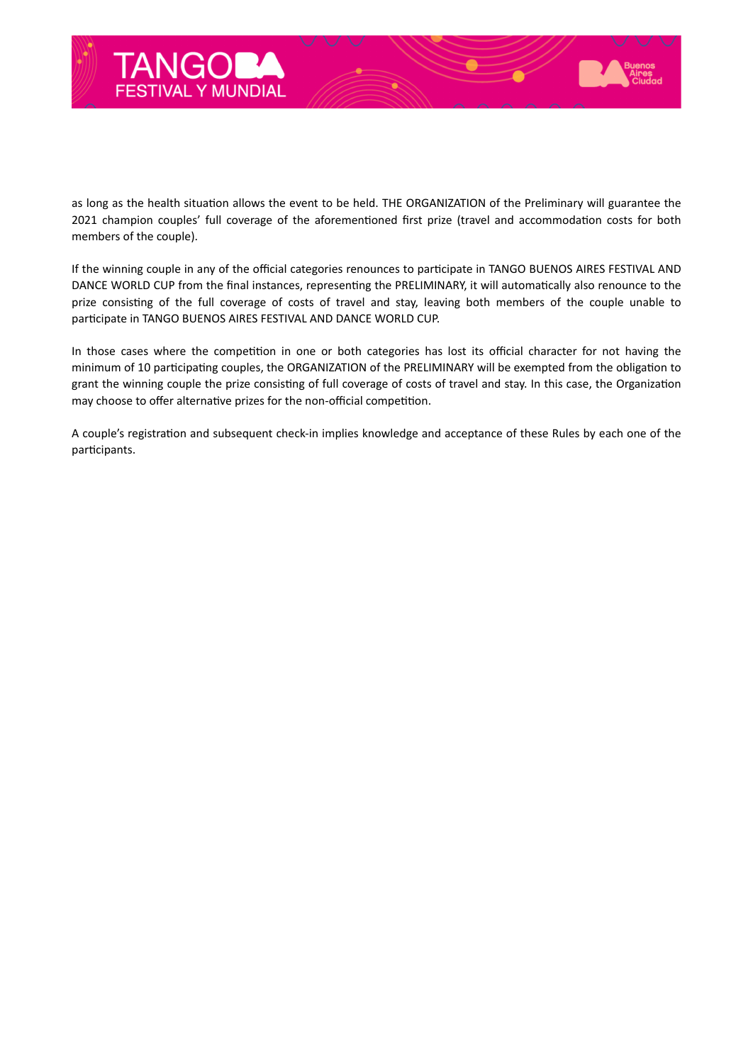as long as the health situation allows the event to be held. THE ORGANIZATION of the Preliminary will guarantee the 2021 champion couples' full coverage of the aforementioned first prize (travel and accommodation costs for both members of the couple).

If the winning couple in any of the official categories renounces to participate in TANGO BUENOS AIRES FESTIVAL AND DANCE WORLD CUP from the final instances, representing the PRELIMINARY, it will automatically also renounce to the prize consisting of the full coverage of costs of travel and stay, leaving both members of the couple unable to participate in TANGO BUENOS AIRES FESTIVAL AND DANCE WORLD CUP.

In those cases where the competition in one or both categories has lost its official character for not having the minimum of 10 participating couples, the ORGANIZATION of the PRELIMINARY will be exempted from the obligation to grant the winning couple the prize consisting of full coverage of costs of travel and stay. In this case, the Organization may choose to offer alternative prizes for the non-official competition.

A couple's registration and subsequent check-in implies knowledge and acceptance of these Rules by each one of the participants.